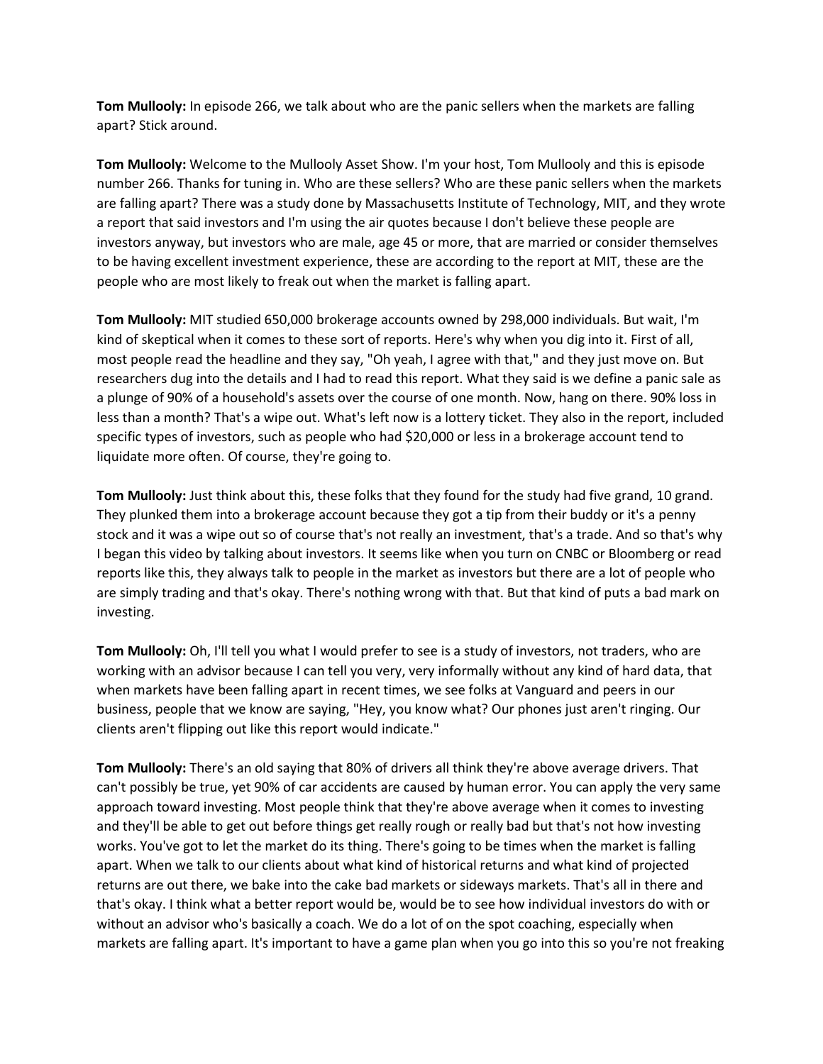**Tom Mullooly:** In episode 266, we talk about who are the panic sellers when the markets are falling apart? Stick around.

**Tom Mullooly:** Welcome to the Mullooly Asset Show. I'm your host, Tom Mullooly and this is episode number 266. Thanks for tuning in. Who are these sellers? Who are these panic sellers when the markets are falling apart? There was a study done by Massachusetts Institute of Technology, MIT, and they wrote a report that said investors and I'm using the air quotes because I don't believe these people are investors anyway, but investors who are male, age 45 or more, that are married or consider themselves to be having excellent investment experience, these are according to the report at MIT, these are the people who are most likely to freak out when the market is falling apart.

**Tom Mullooly:** MIT studied 650,000 brokerage accounts owned by 298,000 individuals. But wait, I'm kind of skeptical when it comes to these sort of reports. Here's why when you dig into it. First of all, most people read the headline and they say, "Oh yeah, I agree with that," and they just move on. But researchers dug into the details and I had to read this report. What they said is we define a panic sale as a plunge of 90% of a household's assets over the course of one month. Now, hang on there. 90% loss in less than a month? That's a wipe out. What's left now is a lottery ticket. They also in the report, included specific types of investors, such as people who had $20,000 or less in a brokerage account tend to liquidate more often. Of course, they're going to.

**Tom Mullooly:** Just think about this, these folks that they found for the study had five grand, 10 grand. They plunked them into a brokerage account because they got a tip from their buddy or it's a penny stock and it was a wipe out so of course that's not really an investment, that's a trade. And so that's why I began this video by talking about investors. It seems like when you turn on CNBC or Bloomberg or read reports like this, they always talk to people in the market as investors but there are a lot of people who are simply trading and that's okay. There's nothing wrong with that. But that kind of puts a bad mark on investing.

**Tom Mullooly:** Oh, I'll tell you what I would prefer to see is a study of investors, not traders, who are working with an advisor because I can tell you very, very informally without any kind of hard data, that when markets have been falling apart in recent times, we see folks at Vanguard and peers in our business, people that we know are saying, "Hey, you know what? Our phones just aren't ringing. Our clients aren't flipping out like this report would indicate."

**Tom Mullooly:** There's an old saying that 80% of drivers all think they're above average drivers. That can't possibly be true, yet 90% of car accidents are caused by human error. You can apply the very same approach toward investing. Most people think that they're above average when it comes to investing and they'll be able to get out before things get really rough or really bad but that's not how investing works. You've got to let the market do its thing. There's going to be times when the market is falling apart. When we talk to our clients about what kind of historical returns and what kind of projected returns are out there, we bake into the cake bad markets or sideways markets. That's all in there and that's okay. I think what a better report would be, would be to see how individual investors do with or without an advisor who's basically a coach. We do a lot of on the spot coaching, especially when markets are falling apart. It's important to have a game plan when you go into this so you're not freaking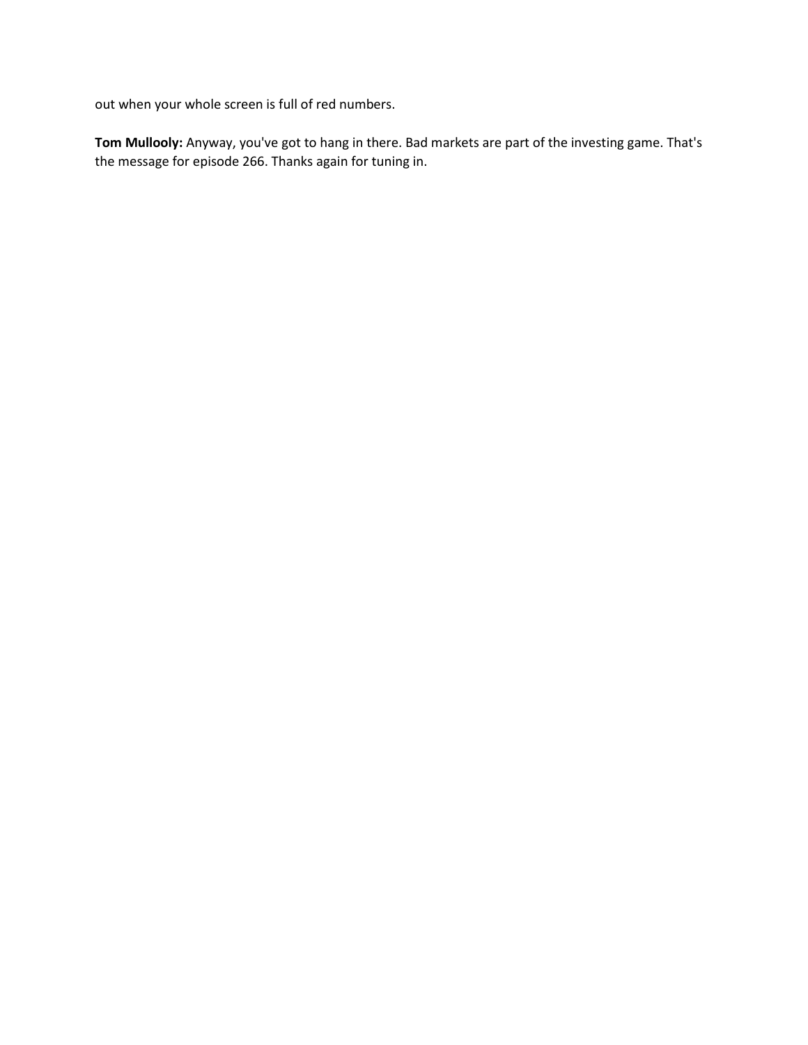out when your whole screen is full of red numbers.

**Tom Mullooly:** Anyway, you've got to hang in there. Bad markets are part of the investing game. That's the message for episode 266. Thanks again for tuning in.